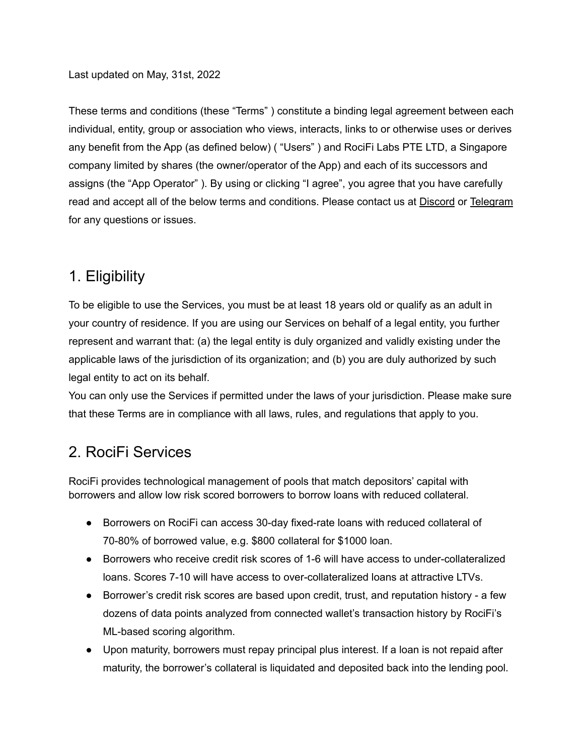Last updated on May, 31st, 2022

These terms and conditions (these “Terms” ) constitute a binding legal agreement between each individual, entity, group or association who views, interacts, links to or otherwise uses or derives any benefit from the App (as defined below) ( “Users” ) and RociFi Labs PTE LTD, a Singapore company limited by shares (the owner/operator of the App) and each of its successors and assigns (the “App Operator” ). By using or clicking “I agree”, you agree that you have carefully read and accept all of the below terms and conditions. Please contact us at Discord or Telegram for any questions or issues.

# 1. Eligibility

To be eligible to use the Services, you must be at least 18 years old or qualify as an adult in your country of residence. If you are using our Services on behalf of a legal entity, you further represent and warrant that: (a) the legal entity is duly organized and validly existing under the applicable laws of the jurisdiction of its organization; and (b) you are duly authorized by such legal entity to act on its behalf.
You can only use the Services if permitted under the laws of your jurisdiction. Please make sure that these Terms are in compliance with all laws, rules, and regulations that apply to you.

# 2. RociFi Services

RociFi provides technological management of pools that match depositors’ capital with borrowers and allow low risk scored borrowers to borrow loans with reduced collateral.

- Borrowers on RociFi can access 30-day fixed-rate loans with reduced collateral of 70-80% of borrowed value, e.g. $800 collateral for $1000 loan.
- Borrowers who receive credit risk scores of 1-6 will have access to under-collateralized loans. Scores 7-10 will have access to over-collateralized loans at attractive LTVs.
- Borrower’s credit risk scores are based upon credit, trust, and reputation history - a few dozens of data points analyzed from connected wallet’s transaction history by RociFi’s ML-based scoring algorithm.
- Upon maturity, borrowers must repay principal plus interest. If a loan is not repaid after maturity, the borrower’s collateral is liquidated and deposited back into the lending pool.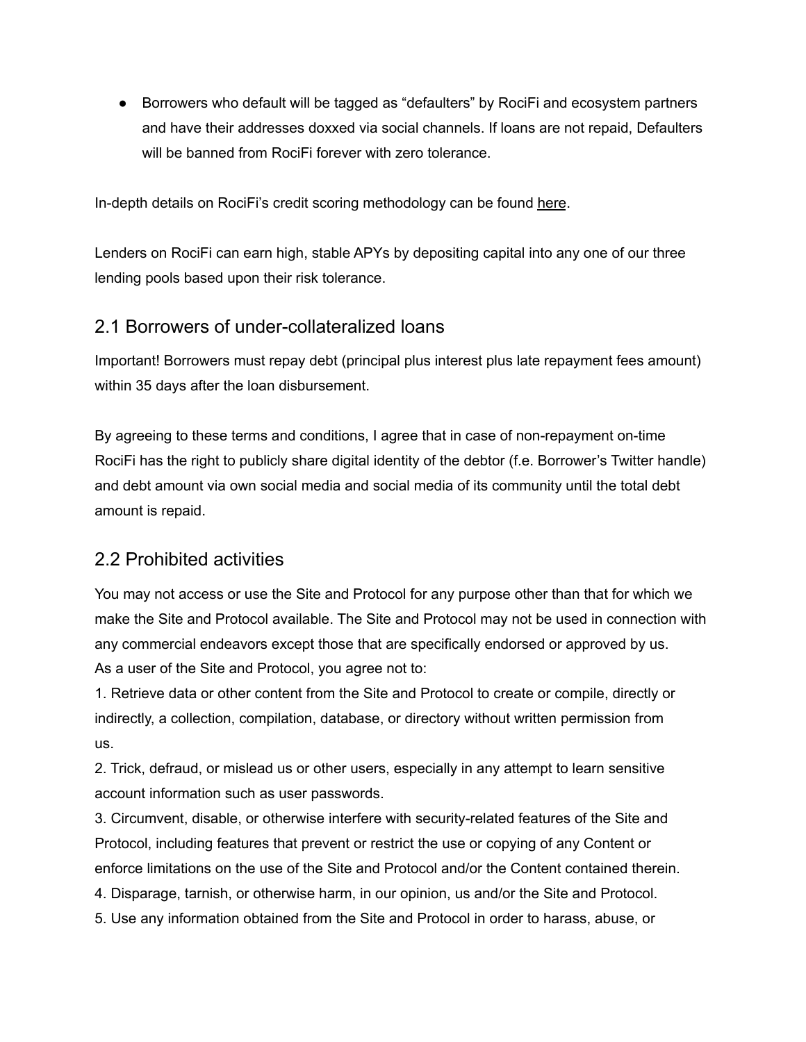- Borrowers who default will be tagged as "defaulters" by RociFi and ecosystem partners and have their addresses doxxed via social channels. If loans are not repaid, Defaulters will be banned from RociFi forever with zero tolerance.

In-depth details on RociFi's credit scoring methodology can be found here.

Lenders on RociFi can earn high, stable APYs by depositing capital into any one of our three lending pools based upon their risk tolerance.

## 2.1 Borrowers of under-collateralized loans

Important! Borrowers must repay debt (principal plus interest plus late repayment fees amount) within 35 days after the loan disbursement.

By agreeing to these terms and conditions, I agree that in case of non-repayment on-time RociFi has the right to publicly share digital identity of the debtor (f.e. Borrower's Twitter handle) and debt amount via own social media and social media of its community until the total debt amount is repaid.

## 2.2 Prohibited activities

You may not access or use the Site and Protocol for any purpose other than that for which we make the Site and Protocol available. The Site and Protocol may not be used in connection with any commercial endeavors except those that are specifically endorsed or approved by us.
As a user of the Site and Protocol, you agree not to:

1. Retrieve data or other content from the Site and Protocol to create or compile, directly or indirectly, a collection, compilation, database, or directory without written permission from us.
2. Trick, defraud, or mislead us or other users, especially in any attempt to learn sensitive account information such as user passwords.
3. Circumvent, disable, or otherwise interfere with security-related features of the Site and Protocol, including features that prevent or restrict the use or copying of any Content or enforce limitations on the use of the Site and Protocol and/or the Content contained therein.
4. Disparage, tarnish, or otherwise harm, in our opinion, us and/or the Site and Protocol.
5. Use any information obtained from the Site and Protocol in order to harass, abuse, or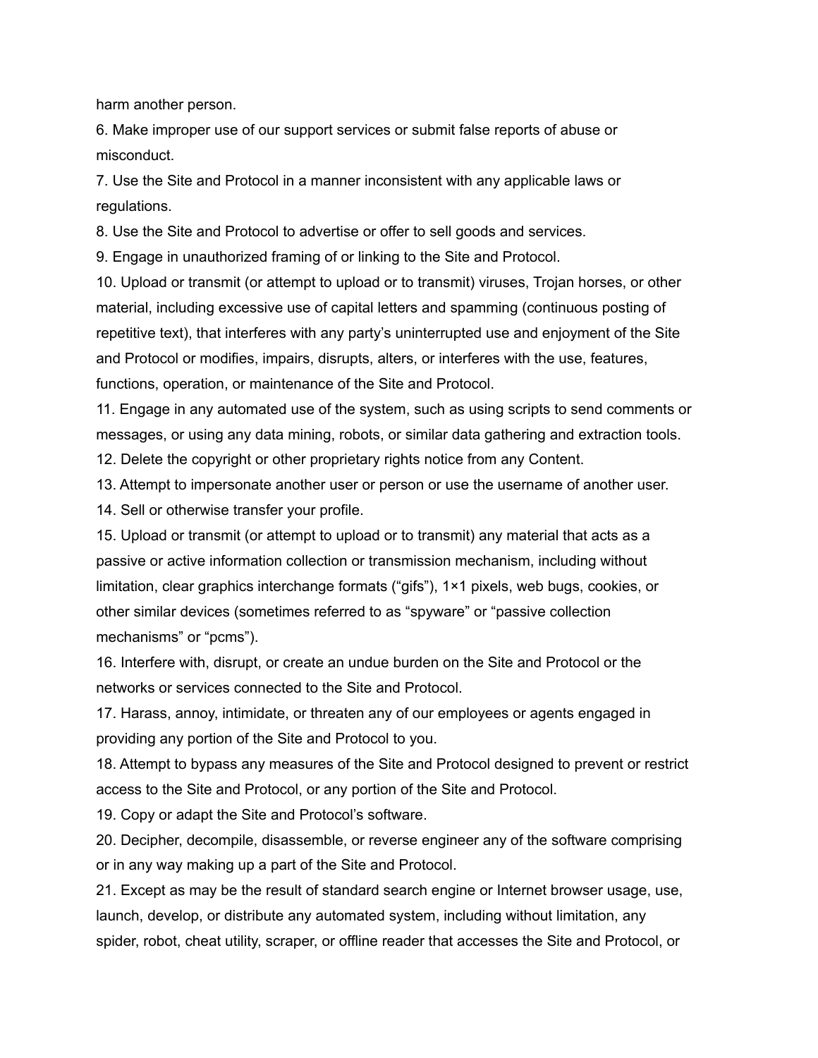harm another person.

6. Make improper use of our support services or submit false reports of abuse or misconduct.

7. Use the Site and Protocol in a manner inconsistent with any applicable laws or regulations.

8. Use the Site and Protocol to advertise or offer to sell goods and services.

9. Engage in unauthorized framing of or linking to the Site and Protocol.

10. Upload or transmit (or attempt to upload or to transmit) viruses, Trojan horses, or other material, including excessive use of capital letters and spamming (continuous posting of repetitive text), that interferes with any party's uninterrupted use and enjoyment of the Site and Protocol or modifies, impairs, disrupts, alters, or interferes with the use, features, functions, operation, or maintenance of the Site and Protocol.

11. Engage in any automated use of the system, such as using scripts to send comments or messages, or using any data mining, robots, or similar data gathering and extraction tools.

12. Delete the copyright or other proprietary rights notice from any Content.

13. Attempt to impersonate another user or person or use the username of another user.

14. Sell or otherwise transfer your profile.

15. Upload or transmit (or attempt to upload or to transmit) any material that acts as a passive or active information collection or transmission mechanism, including without limitation, clear graphics interchange formats ("gifs"), 1×1 pixels, web bugs, cookies, or other similar devices (sometimes referred to as "spyware" or "passive collection mechanisms" or "pcms").

16. Interfere with, disrupt, or create an undue burden on the Site and Protocol or the networks or services connected to the Site and Protocol.

17. Harass, annoy, intimidate, or threaten any of our employees or agents engaged in providing any portion of the Site and Protocol to you.

18. Attempt to bypass any measures of the Site and Protocol designed to prevent or restrict access to the Site and Protocol, or any portion of the Site and Protocol.

19. Copy or adapt the Site and Protocol's software.

20. Decipher, decompile, disassemble, or reverse engineer any of the software comprising or in any way making up a part of the Site and Protocol.

21. Except as may be the result of standard search engine or Internet browser usage, use, launch, develop, or distribute any automated system, including without limitation, any spider, robot, cheat utility, scraper, or offline reader that accesses the Site and Protocol, or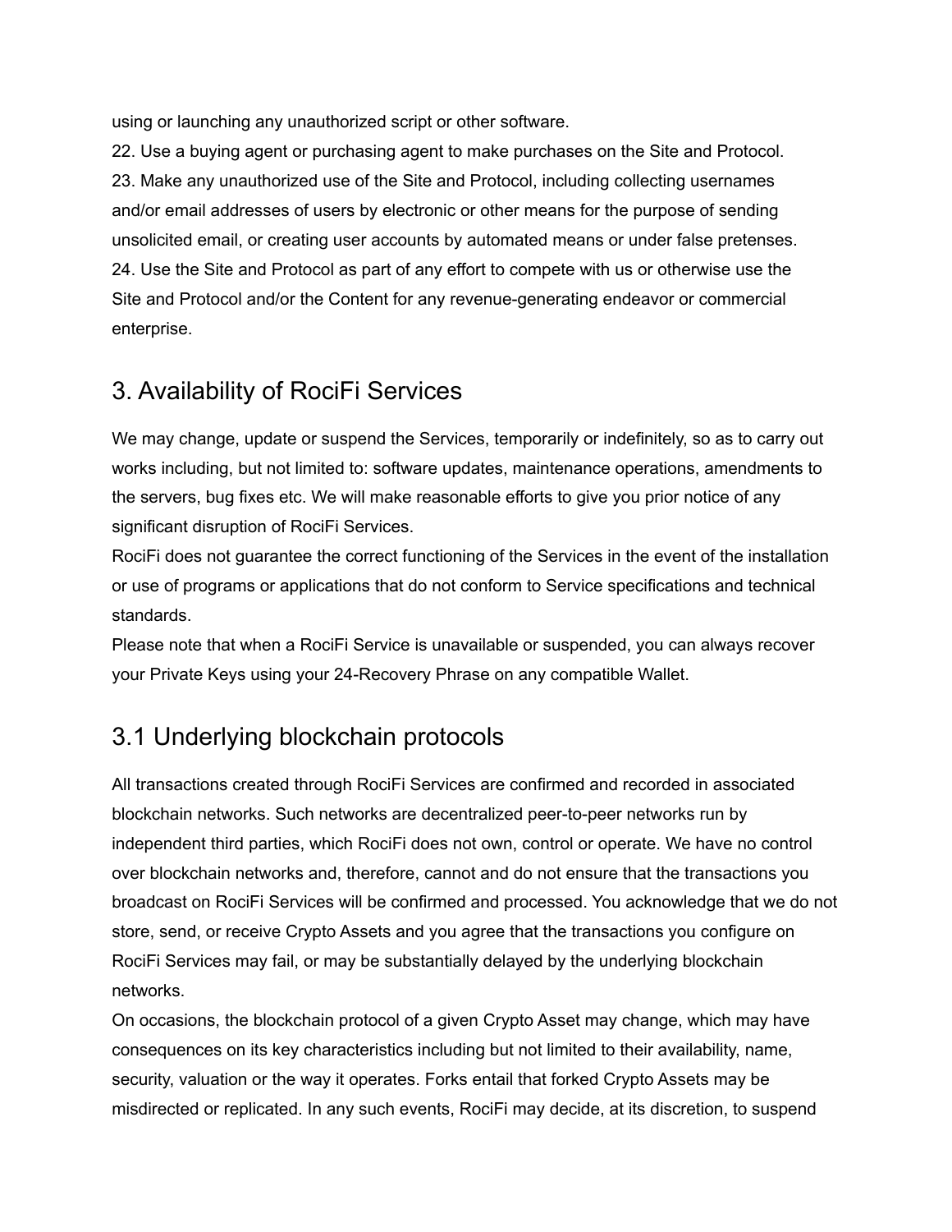using or launching any unauthorized script or other software.

22. Use a buying agent or purchasing agent to make purchases on the Site and Protocol.
23. Make any unauthorized use of the Site and Protocol, including collecting usernames and/or email addresses of users by electronic or other means for the purpose of sending unsolicited email, or creating user accounts by automated means or under false pretenses.
24. Use the Site and Protocol as part of any effort to compete with us or otherwise use the Site and Protocol and/or the Content for any revenue-generating endeavor or commercial enterprise.

## 3. Availability of RociFi Services

We may change, update or suspend the Services, temporarily or indefinitely, so as to carry out works including, but not limited to: software updates, maintenance operations, amendments to the servers, bug fixes etc. We will make reasonable efforts to give you prior notice of any significant disruption of RociFi Services.

RociFi does not guarantee the correct functioning of the Services in the event of the installation or use of programs or applications that do not conform to Service specifications and technical standards.

Please note that when a RociFi Service is unavailable or suspended, you can always recover your Private Keys using your 24-Recovery Phrase on any compatible Wallet.

## 3.1 Underlying blockchain protocols

All transactions created through RociFi Services are confirmed and recorded in associated blockchain networks. Such networks are decentralized peer-to-peer networks run by independent third parties, which RociFi does not own, control or operate. We have no control over blockchain networks and, therefore, cannot and do not ensure that the transactions you broadcast on RociFi Services will be confirmed and processed. You acknowledge that we do not store, send, or receive Crypto Assets and you agree that the transactions you configure on RociFi Services may fail, or may be substantially delayed by the underlying blockchain networks.

On occasions, the blockchain protocol of a given Crypto Asset may change, which may have consequences on its key characteristics including but not limited to their availability, name, security, valuation or the way it operates. Forks entail that forked Crypto Assets may be misdirected or replicated. In any such events, RociFi may decide, at its discretion, to suspend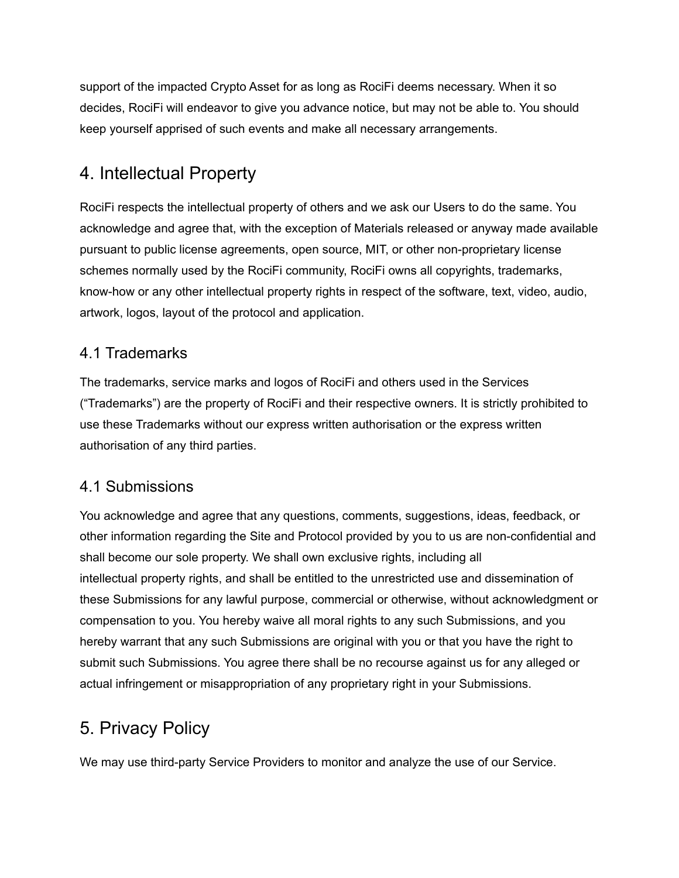support of the impacted Crypto Asset for as long as RociFi deems necessary. When it so decides, RociFi will endeavor to give you advance notice, but may not be able to. You should keep yourself apprised of such events and make all necessary arrangements.

# 4. Intellectual Property

RociFi respects the intellectual property of others and we ask our Users to do the same. You acknowledge and agree that, with the exception of Materials released or anyway made available pursuant to public license agreements, open source, MIT, or other non-proprietary license schemes normally used by the RociFi community, RociFi owns all copyrights, trademarks, know-how or any other intellectual property rights in respect of the software, text, video, audio, artwork, logos, layout of the protocol and application.

## 4.1 Trademarks

The trademarks, service marks and logos of RociFi and others used in the Services (“Trademarks”) are the property of RociFi and their respective owners. It is strictly prohibited to use these Trademarks without our express written authorisation or the express written authorisation of any third parties.

## 4.1 Submissions

You acknowledge and agree that any questions, comments, suggestions, ideas, feedback, or other information regarding the Site and Protocol provided by you to us are non-confidential and shall become our sole property. We shall own exclusive rights, including all intellectual property rights, and shall be entitled to the unrestricted use and dissemination of these Submissions for any lawful purpose, commercial or otherwise, without acknowledgment or compensation to you. You hereby waive all moral rights to any such Submissions, and you hereby warrant that any such Submissions are original with you or that you have the right to submit such Submissions. You agree there shall be no recourse against us for any alleged or actual infringement or misappropriation of any proprietary right in your Submissions.

# 5. Privacy Policy

We may use third-party Service Providers to monitor and analyze the use of our Service.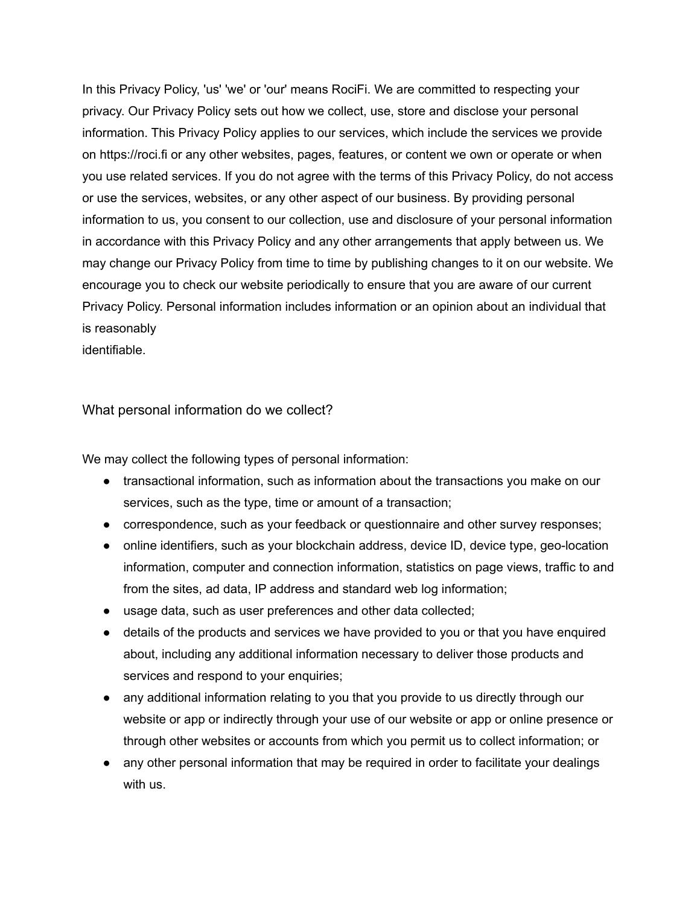In this Privacy Policy, 'us' 'we' or 'our' means RociFi. We are committed to respecting your privacy. Our Privacy Policy sets out how we collect, use, store and disclose your personal information. This Privacy Policy applies to our services, which include the services we provide on https://roci.fi or any other websites, pages, features, or content we own or operate or when you use related services. If you do not agree with the terms of this Privacy Policy, do not access or use the services, websites, or any other aspect of our business. By providing personal information to us, you consent to our collection, use and disclosure of your personal information in accordance with this Privacy Policy and any other arrangements that apply between us. We may change our Privacy Policy from time to time by publishing changes to it on our website. We encourage you to check our website periodically to ensure that you are aware of our current Privacy Policy. Personal information includes information or an opinion about an individual that is reasonably identifiable.

## What personal information do we collect?

We may collect the following types of personal information:

- transactional information, such as information about the transactions you make on our services, such as the type, time or amount of a transaction;
- correspondence, such as your feedback or questionnaire and other survey responses;
- online identifiers, such as your blockchain address, device ID, device type, geo-location information, computer and connection information, statistics on page views, traffic to and from the sites, ad data, IP address and standard web log information;
- usage data, such as user preferences and other data collected;
- details of the products and services we have provided to you or that you have enquired about, including any additional information necessary to deliver those products and services and respond to your enquiries;
- any additional information relating to you that you provide to us directly through our website or app or indirectly through your use of our website or app or online presence or through other websites or accounts from which you permit us to collect information; or
- any other personal information that may be required in order to facilitate your dealings with us.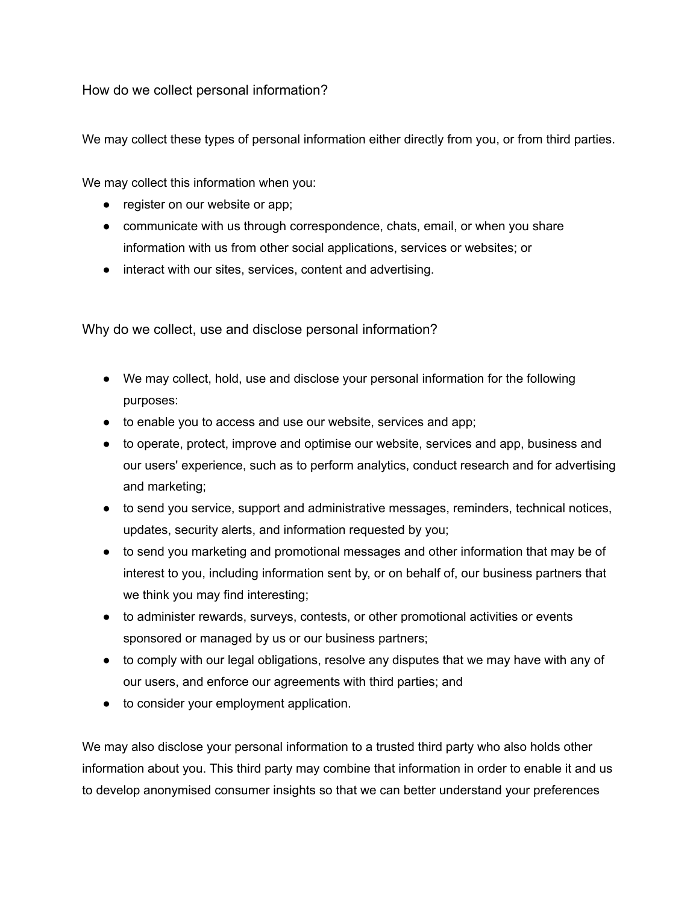## How do we collect personal information?

We may collect these types of personal information either directly from you, or from third parties.

We may collect this information when you:

- register on our website or app;
- communicate with us through correspondence, chats, email, or when you share information with us from other social applications, services or websites; or
- interact with our sites, services, content and advertising.

## Why do we collect, use and disclose personal information?

- We may collect, hold, use and disclose your personal information for the following purposes:
- to enable you to access and use our website, services and app;
- to operate, protect, improve and optimise our website, services and app, business and our users' experience, such as to perform analytics, conduct research and for advertising and marketing;
- to send you service, support and administrative messages, reminders, technical notices, updates, security alerts, and information requested by you;
- to send you marketing and promotional messages and other information that may be of interest to you, including information sent by, or on behalf of, our business partners that we think you may find interesting;
- to administer rewards, surveys, contests, or other promotional activities or events sponsored or managed by us or our business partners;
- to comply with our legal obligations, resolve any disputes that we may have with any of our users, and enforce our agreements with third parties; and
- to consider your employment application.

We may also disclose your personal information to a trusted third party who also holds other information about you. This third party may combine that information in order to enable it and us to develop anonymised consumer insights so that we can better understand your preferences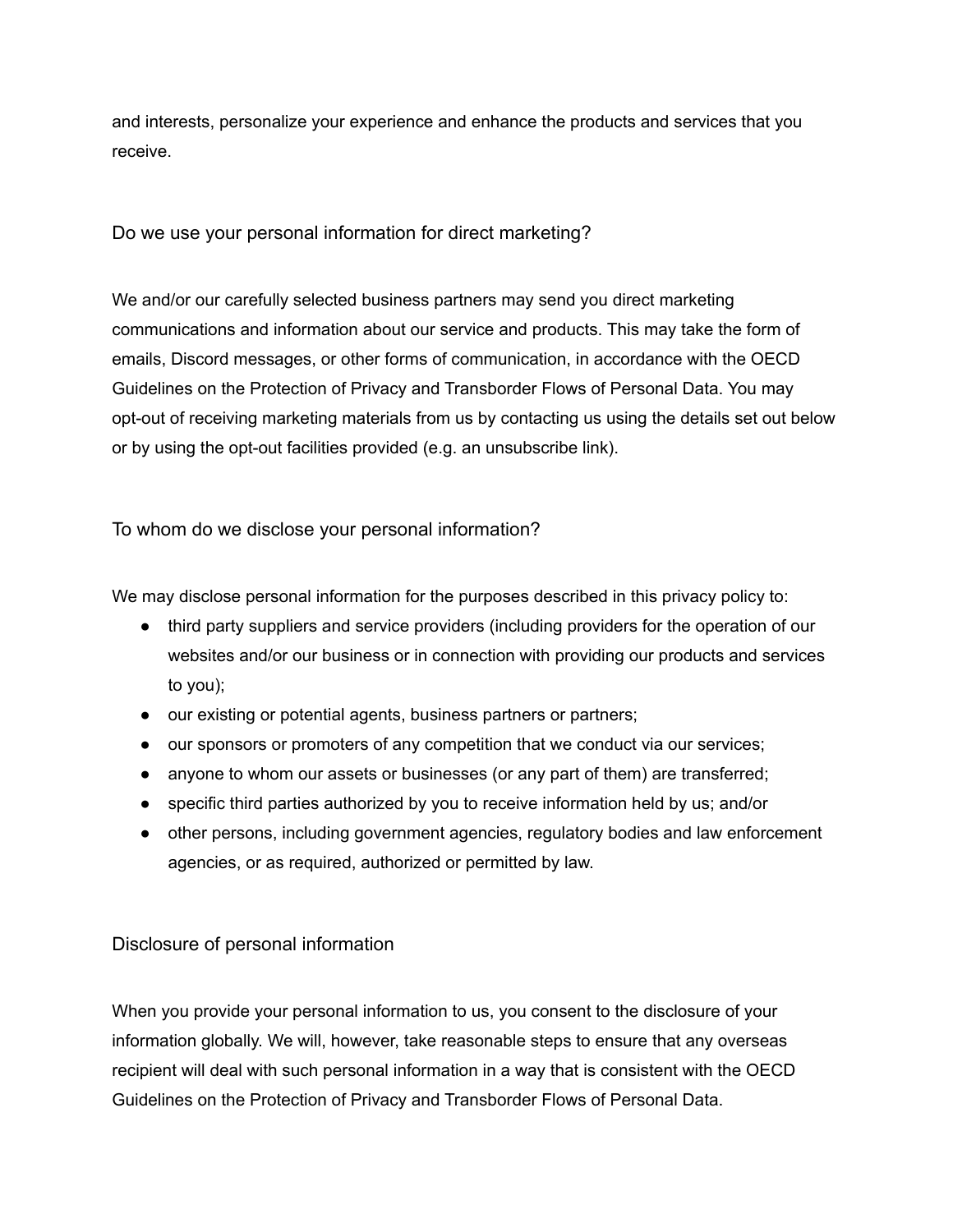and interests, personalize your experience and enhance the products and services that you receive.

## Do we use your personal information for direct marketing?

We and/or our carefully selected business partners may send you direct marketing communications and information about our service and products. This may take the form of emails, Discord messages, or other forms of communication, in accordance with the OECD Guidelines on the Protection of Privacy and Transborder Flows of Personal Data. You may opt-out of receiving marketing materials from us by contacting us using the details set out below or by using the opt-out facilities provided (e.g. an unsubscribe link).

## To whom do we disclose your personal information?

We may disclose personal information for the purposes described in this privacy policy to:

- third party suppliers and service providers (including providers for the operation of our websites and/or our business or in connection with providing our products and services to you);
- our existing or potential agents, business partners or partners;
- our sponsors or promoters of any competition that we conduct via our services;
- anyone to whom our assets or businesses (or any part of them) are transferred;
- specific third parties authorized by you to receive information held by us; and/or
- other persons, including government agencies, regulatory bodies and law enforcement agencies, or as required, authorized or permitted by law.

## Disclosure of personal information

When you provide your personal information to us, you consent to the disclosure of your information globally. We will, however, take reasonable steps to ensure that any overseas recipient will deal with such personal information in a way that is consistent with the OECD Guidelines on the Protection of Privacy and Transborder Flows of Personal Data.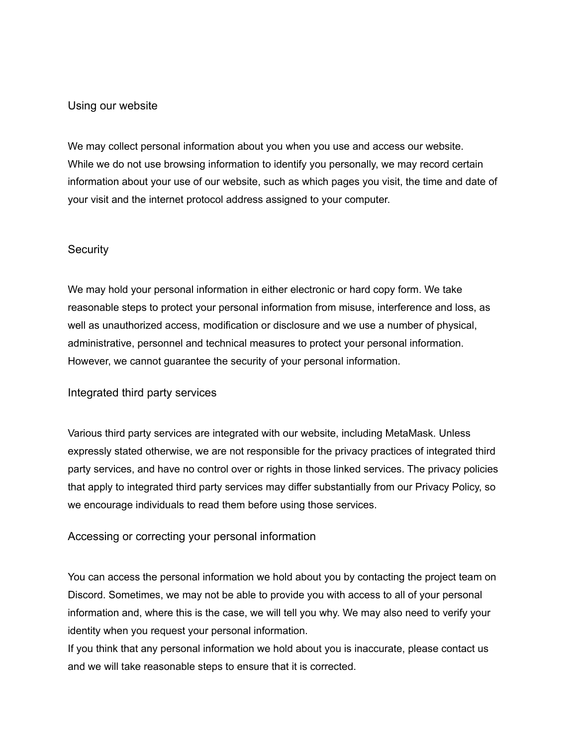## Using our website

We may collect personal information about you when you use and access our website.
While we do not use browsing information to identify you personally, we may record certain information about your use of our website, such as which pages you visit, the time and date of your visit and the internet protocol address assigned to your computer.

## Security

We may hold your personal information in either electronic or hard copy form. We take reasonable steps to protect your personal information from misuse, interference and loss, as well as unauthorized access, modification or disclosure and we use a number of physical, administrative, personnel and technical measures to protect your personal information. However, we cannot guarantee the security of your personal information.

## Integrated third party services

Various third party services are integrated with our website, including MetaMask. Unless expressly stated otherwise, we are not responsible for the privacy practices of integrated third party services, and have no control over or rights in those linked services. The privacy policies that apply to integrated third party services may differ substantially from our Privacy Policy, so we encourage individuals to read them before using those services.

## Accessing or correcting your personal information

You can access the personal information we hold about you by contacting the project team on Discord. Sometimes, we may not be able to provide you with access to all of your personal information and, where this is the case, we will tell you why. We may also need to verify your identity when you request your personal information.
If you think that any personal information we hold about you is inaccurate, please contact us and we will take reasonable steps to ensure that it is corrected.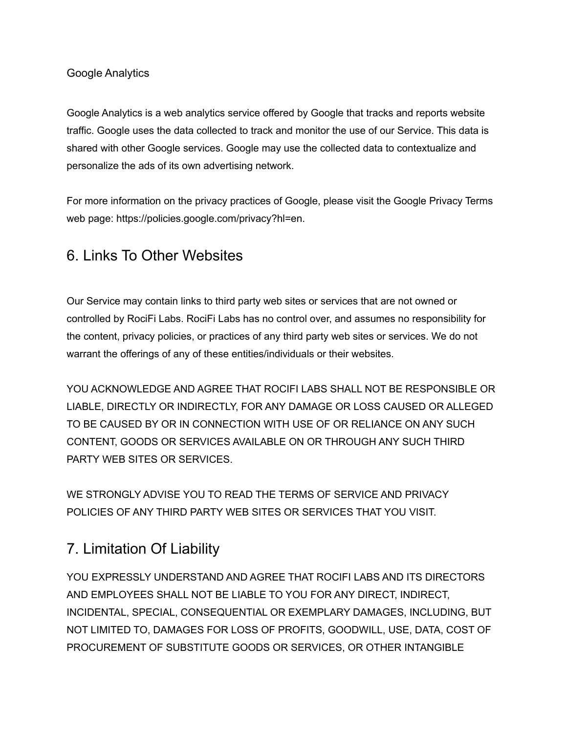Google Analytics

Google Analytics is a web analytics service offered by Google that tracks and reports website traffic. Google uses the data collected to track and monitor the use of our Service. This data is shared with other Google services. Google may use the collected data to contextualize and personalize the ads of its own advertising network.

For more information on the privacy practices of Google, please visit the Google Privacy Terms web page: https://policies.google.com/privacy?hl=en.

## 6. Links To Other Websites

Our Service may contain links to third party web sites or services that are not owned or controlled by RociFi Labs. RociFi Labs has no control over, and assumes no responsibility for the content, privacy policies, or practices of any third party web sites or services. We do not warrant the offerings of any of these entities/individuals or their websites.

YOU ACKNOWLEDGE AND AGREE THAT ROCIFI LABS SHALL NOT BE RESPONSIBLE OR LIABLE, DIRECTLY OR INDIRECTLY, FOR ANY DAMAGE OR LOSS CAUSED OR ALLEGED TO BE CAUSED BY OR IN CONNECTION WITH USE OF OR RELIANCE ON ANY SUCH CONTENT, GOODS OR SERVICES AVAILABLE ON OR THROUGH ANY SUCH THIRD PARTY WEB SITES OR SERVICES.

WE STRONGLY ADVISE YOU TO READ THE TERMS OF SERVICE AND PRIVACY POLICIES OF ANY THIRD PARTY WEB SITES OR SERVICES THAT YOU VISIT.

## 7. Limitation Of Liability

YOU EXPRESSLY UNDERSTAND AND AGREE THAT ROCIFI LABS AND ITS DIRECTORS AND EMPLOYEES SHALL NOT BE LIABLE TO YOU FOR ANY DIRECT, INDIRECT, INCIDENTAL, SPECIAL, CONSEQUENTIAL OR EXEMPLARY DAMAGES, INCLUDING, BUT NOT LIMITED TO, DAMAGES FOR LOSS OF PROFITS, GOODWILL, USE, DATA, COST OF PROCUREMENT OF SUBSTITUTE GOODS OR SERVICES, OR OTHER INTANGIBLE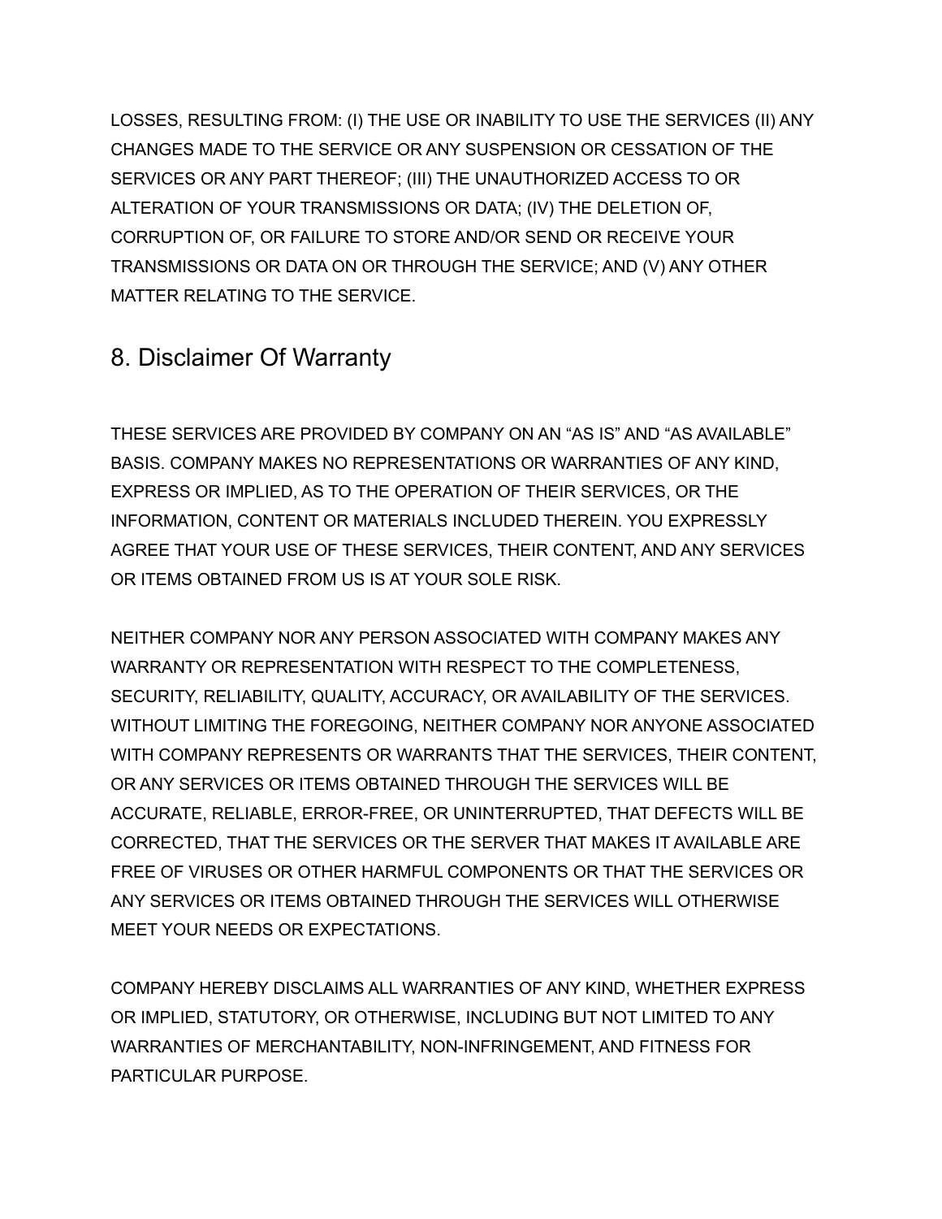LOSSES, RESULTING FROM: (I) THE USE OR INABILITY TO USE THE SERVICES (II) ANY CHANGES MADE TO THE SERVICE OR ANY SUSPENSION OR CESSATION OF THE SERVICES OR ANY PART THEREOF; (III) THE UNAUTHORIZED ACCESS TO OR ALTERATION OF YOUR TRANSMISSIONS OR DATA; (IV) THE DELETION OF, CORRUPTION OF, OR FAILURE TO STORE AND/OR SEND OR RECEIVE YOUR TRANSMISSIONS OR DATA ON OR THROUGH THE SERVICE; AND (V) ANY OTHER MATTER RELATING TO THE SERVICE.

## 8. Disclaimer Of Warranty

THESE SERVICES ARE PROVIDED BY COMPANY ON AN "AS IS" AND "AS AVAILABLE" BASIS. COMPANY MAKES NO REPRESENTATIONS OR WARRANTIES OF ANY KIND, EXPRESS OR IMPLIED, AS TO THE OPERATION OF THEIR SERVICES, OR THE INFORMATION, CONTENT OR MATERIALS INCLUDED THEREIN. YOU EXPRESSLY AGREE THAT YOUR USE OF THESE SERVICES, THEIR CONTENT, AND ANY SERVICES OR ITEMS OBTAINED FROM US IS AT YOUR SOLE RISK.

NEITHER COMPANY NOR ANY PERSON ASSOCIATED WITH COMPANY MAKES ANY WARRANTY OR REPRESENTATION WITH RESPECT TO THE COMPLETENESS, SECURITY, RELIABILITY, QUALITY, ACCURACY, OR AVAILABILITY OF THE SERVICES. WITHOUT LIMITING THE FOREGOING, NEITHER COMPANY NOR ANYONE ASSOCIATED WITH COMPANY REPRESENTS OR WARRANTS THAT THE SERVICES, THEIR CONTENT, OR ANY SERVICES OR ITEMS OBTAINED THROUGH THE SERVICES WILL BE ACCURATE, RELIABLE, ERROR-FREE, OR UNINTERRUPTED, THAT DEFECTS WILL BE CORRECTED, THAT THE SERVICES OR THE SERVER THAT MAKES IT AVAILABLE ARE FREE OF VIRUSES OR OTHER HARMFUL COMPONENTS OR THAT THE SERVICES OR ANY SERVICES OR ITEMS OBTAINED THROUGH THE SERVICES WILL OTHERWISE MEET YOUR NEEDS OR EXPECTATIONS.

COMPANY HEREBY DISCLAIMS ALL WARRANTIES OF ANY KIND, WHETHER EXPRESS OR IMPLIED, STATUTORY, OR OTHERWISE, INCLUDING BUT NOT LIMITED TO ANY WARRANTIES OF MERCHANTABILITY, NON-INFRINGEMENT, AND FITNESS FOR PARTICULAR PURPOSE.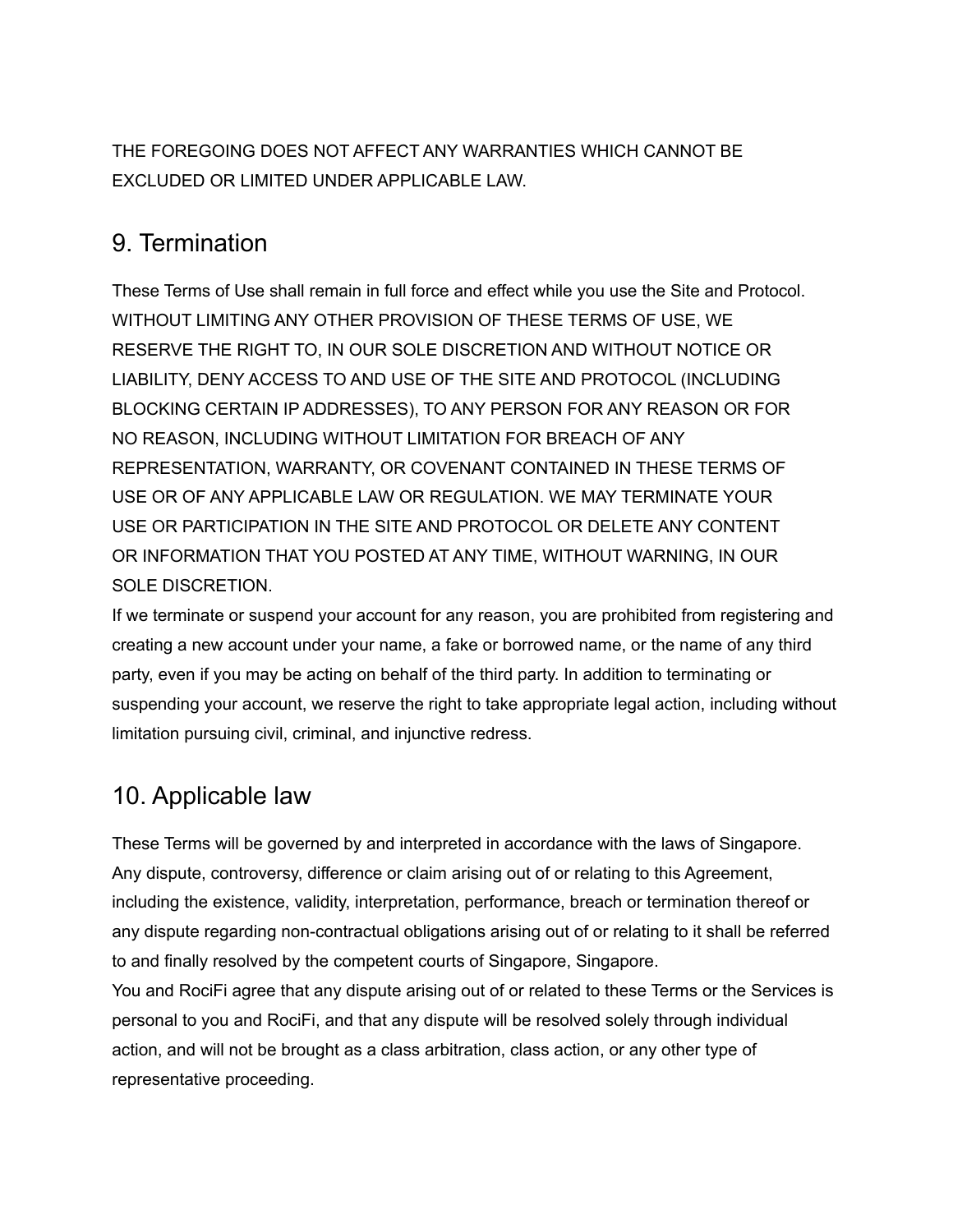THE FOREGOING DOES NOT AFFECT ANY WARRANTIES WHICH CANNOT BE EXCLUDED OR LIMITED UNDER APPLICABLE LAW.

## 9. Termination

These Terms of Use shall remain in full force and effect while you use the Site and Protocol. WITHOUT LIMITING ANY OTHER PROVISION OF THESE TERMS OF USE, WE RESERVE THE RIGHT TO, IN OUR SOLE DISCRETION AND WITHOUT NOTICE OR LIABILITY, DENY ACCESS TO AND USE OF THE SITE AND PROTOCOL (INCLUDING BLOCKING CERTAIN IP ADDRESSES), TO ANY PERSON FOR ANY REASON OR FOR NO REASON, INCLUDING WITHOUT LIMITATION FOR BREACH OF ANY REPRESENTATION, WARRANTY, OR COVENANT CONTAINED IN THESE TERMS OF USE OR OF ANY APPLICABLE LAW OR REGULATION. WE MAY TERMINATE YOUR USE OR PARTICIPATION IN THE SITE AND PROTOCOL OR DELETE ANY CONTENT OR INFORMATION THAT YOU POSTED AT ANY TIME, WITHOUT WARNING, IN OUR SOLE DISCRETION.

If we terminate or suspend your account for any reason, you are prohibited from registering and creating a new account under your name, a fake or borrowed name, or the name of any third party, even if you may be acting on behalf of the third party. In addition to terminating or suspending your account, we reserve the right to take appropriate legal action, including without limitation pursuing civil, criminal, and injunctive redress.

## 10. Applicable law

These Terms will be governed by and interpreted in accordance with the laws of Singapore. Any dispute, controversy, difference or claim arising out of or relating to this Agreement, including the existence, validity, interpretation, performance, breach or termination thereof or any dispute regarding non-contractual obligations arising out of or relating to it shall be referred to and finally resolved by the competent courts of Singapore, Singapore.

You and RociFi agree that any dispute arising out of or related to these Terms or the Services is personal to you and RociFi, and that any dispute will be resolved solely through individual action, and will not be brought as a class arbitration, class action, or any other type of representative proceeding.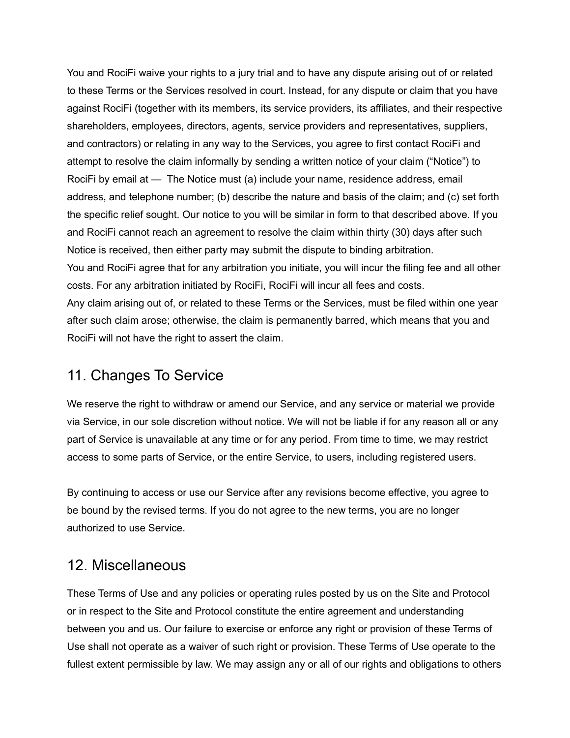You and RociFi waive your rights to a jury trial and to have any dispute arising out of or related to these Terms or the Services resolved in court. Instead, for any dispute or claim that you have against RociFi (together with its members, its service providers, its affiliates, and their respective shareholders, employees, directors, agents, service providers and representatives, suppliers, and contractors) or relating in any way to the Services, you agree to first contact RociFi and attempt to resolve the claim informally by sending a written notice of your claim ("Notice") to RociFi by email at — The Notice must (a) include your name, residence address, email address, and telephone number; (b) describe the nature and basis of the claim; and (c) set forth the specific relief sought. Our notice to you will be similar in form to that described above. If you and RociFi cannot reach an agreement to resolve the claim within thirty (30) days after such Notice is received, then either party may submit the dispute to binding arbitration.
You and RociFi agree that for any arbitration you initiate, you will incur the filing fee and all other costs. For any arbitration initiated by RociFi, RociFi will incur all fees and costs.
Any claim arising out of, or related to these Terms or the Services, must be filed within one year after such claim arose; otherwise, the claim is permanently barred, which means that you and RociFi will not have the right to assert the claim.

## 11. Changes To Service

We reserve the right to withdraw or amend our Service, and any service or material we provide via Service, in our sole discretion without notice. We will not be liable if for any reason all or any part of Service is unavailable at any time or for any period. From time to time, we may restrict access to some parts of Service, or the entire Service, to users, including registered users.

By continuing to access or use our Service after any revisions become effective, you agree to be bound by the revised terms. If you do not agree to the new terms, you are no longer authorized to use Service.

## 12. Miscellaneous

These Terms of Use and any policies or operating rules posted by us on the Site and Protocol or in respect to the Site and Protocol constitute the entire agreement and understanding between you and us. Our failure to exercise or enforce any right or provision of these Terms of Use shall not operate as a waiver of such right or provision. These Terms of Use operate to the fullest extent permissible by law. We may assign any or all of our rights and obligations to others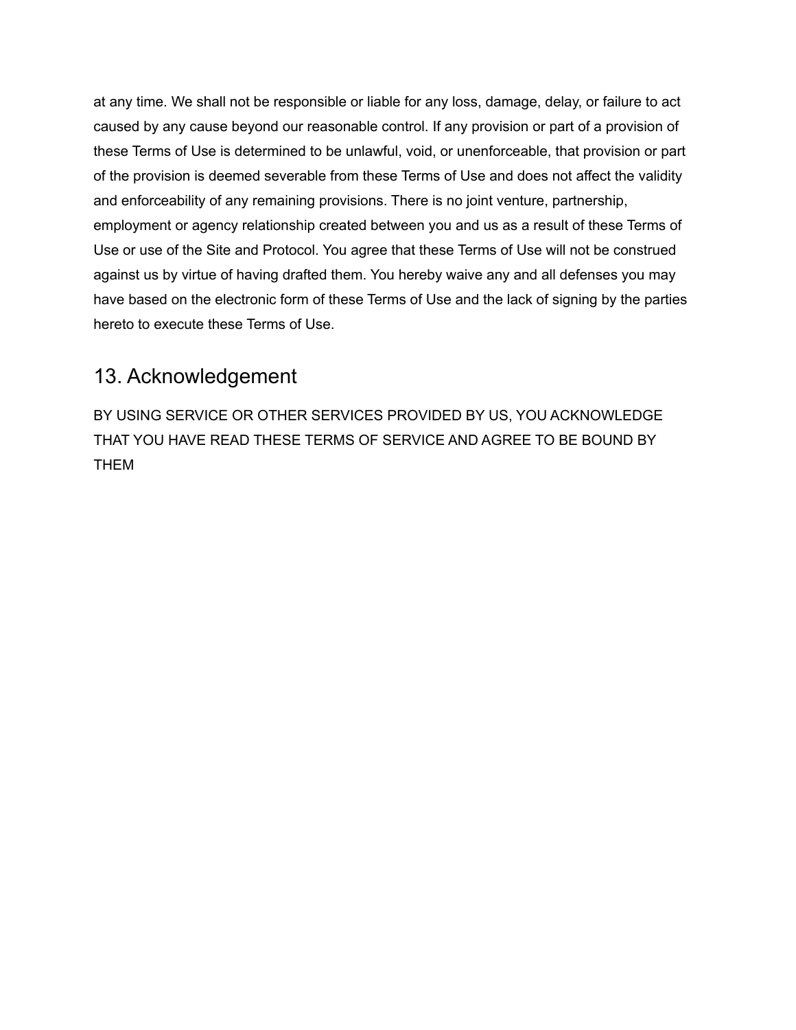at any time. We shall not be responsible or liable for any loss, damage, delay, or failure to act caused by any cause beyond our reasonable control. If any provision or part of a provision of these Terms of Use is determined to be unlawful, void, or unenforceable, that provision or part of the provision is deemed severable from these Terms of Use and does not affect the validity and enforceability of any remaining provisions. There is no joint venture, partnership, employment or agency relationship created between you and us as a result of these Terms of Use or use of the Site and Protocol. You agree that these Terms of Use will not be construed against us by virtue of having drafted them. You hereby waive any and all defenses you may have based on the electronic form of these Terms of Use and the lack of signing by the parties hereto to execute these Terms of Use.

## 13. Acknowledgement

BY USING SERVICE OR OTHER SERVICES PROVIDED BY US, YOU ACKNOWLEDGE THAT YOU HAVE READ THESE TERMS OF SERVICE AND AGREE TO BE BOUND BY THEM